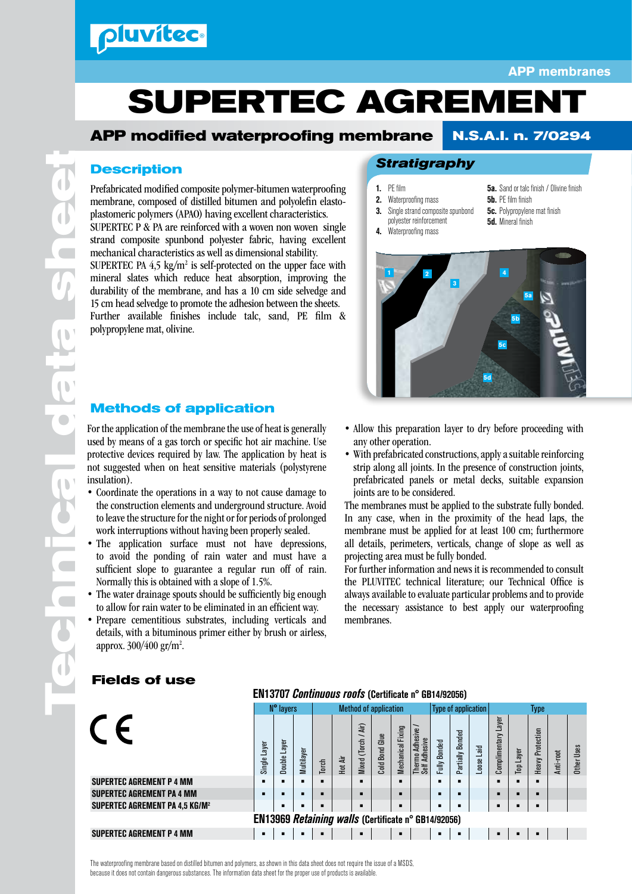# pluvitec

APP membranes

# SUPERTEC AGREMENT

## APP modified waterproofing membrane — N.S.A.I. n. 7/0294

Technical data sheet

## Description

Prefabricated modified composite polymer-bitumen waterproofing membrane, composed of distilled bitumen and polyolefin elasto-plastomeric polymers (APAO) having excellent characteristics.
SUPERTEC P & PA are reinforced with a woven non woven single strand composite spunbond polyester fabric, having excellent mechanical characteristics as well as dimensional stability.
SUPERTEC PA 4,5 kg/m² is self-protected on the upper face with mineral slates which reduce heat absorption, improving the durability of the membrane, and has a 10 cm side selvedge and 15 cm head selvedge to promote the adhesion between the sheets.
Further available finishes include talc, sand, PE film & polypropylene mat, olivine.

## Stratigraphy

1. PE film
2. Waterproofing mass
3. Single strand composite spunbond polyester reinforcement
4. Waterproofing mass

- **5a.** Sand or talc finish / Olivine finish
- **5b.** PE film finish
- **5c.** Polypropylene mat finish
- **5d.** Mineral finish

## Methods of application

For the application of the membrane the use of heat is generally used by means of a gas torch or specific hot air machine. Use protective devices required by law. The application by heat is not suggested when on heat sensitive materials (polystyrene insulation).

- Coordinate the operations in a way to not cause damage to the construction elements and underground structure. Avoid to leave the structure for the night or for periods of prolonged work interruptions without having been properly sealed.
- The application surface must not have depressions, to avoid the ponding of rain water and must have a sufficient slope to guarantee a regular run off of rain. Normally this is obtained with a slope of 1.5%.
- The water drainage spouts should be sufficiently big enough to allow for rain water to be eliminated in an efficient way.
- Prepare cementitious substrates, including verticals and details, with a bituminous primer either by brush or airless, approx. 300/400 gr/m².
- Allow this preparation layer to dry before proceeding with any other operation.
- With prefabricated constructions, apply a suitable reinforcing strip along all joints. In the presence of construction joints, prefabricated panels or metal decks, suitable expansion joints are to be considered.

The membranes must be applied to the substrate fully bonded. In any case, when in the proximity of the head laps, the membrane must be applied for at least 100 cm; furthermore all details, perimeters, verticals, change of slope as well as projecting area must be fully bonded.
For further information and news it is recommended to consult the PLUVITEC technical literature; our Technical Office is always available to evaluate particular problems and to provide the necessary assistance to best apply our waterproofing membranes.

## Fields of use

CE

**EN13707 *Continuous roofs* (Certificate n° GB14/92056)**

| | N° layers | | | Method of application | | | | | | Type of application | | | Type | | | | |
|---|---|---|---|---|---|---|---|---|---|---|---|---|---|---|---|---|---|
| | Single Layer | Double Layer | Multilayer | Torch | Hot Air | Mixed (Torch / Air) | Cold Bond Glue | Mechanical Fixing | Thermo Adhesive / Self Adhesive | Fully Bonded | Partially Bonded | Loose Laid | Complimentary Layer | Top Layer | Heavy Protection | Anti-root | Other Uses |
| **SUPERTEC AGREMENT P 4 MM** | ■ | ■ | ■ | ■ | | ■ | | ■ | | ■ | ■ | | ■ | ■ | ■ | | |
| **SUPERTEC AGREMENT PA 4 MM** | ■ | ■ | ■ | ■ | | ■ | | ■ | | ■ | ■ | | ■ | ■ | ■ | | |
| **SUPERTEC AGREMENT PA 4,5 KG/M²** | | ■ | ■ | ■ | | ■ | | ■ | | ■ | ■ | | ■ | ■ | ■ | | |
| **EN13969 *Retaining walls* (Certificate n° GB14/92056)** | | | | | | | | | | | | | | | | | |
| **SUPERTEC AGREMENT P 4 MM** | ■ | ■ | ■ | ■ | | ■ | | ■ | | ■ | ■ | | ■ | ■ | ■ | | |

The waterproofing membrane based on distilled bitumen and polymers, as shown in this data sheet does not require the issue of a MSDS, because it does not contain dangerous substances. The information data sheet for the proper use of products is available.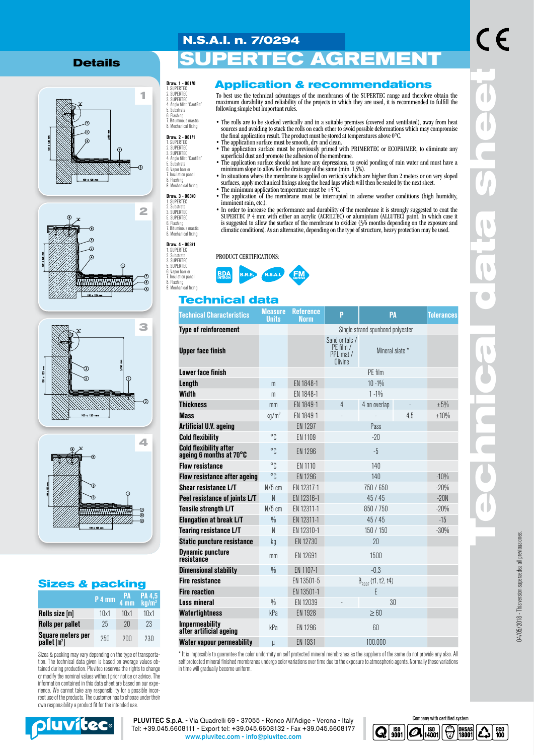# N.S.A.I. n. 7/0294

# SUPERTEC AGREMENT

## Details

**Draw. 1 - 001/0**
1. SUPERTEC
2. SUPERTEC
3. SUPERTEC
4. Angle fillet "CantBit"
5. Substrate
6. Flashing
7. Bituminous mastic
8. Mechanical fixing

**Draw. 2 - 001/1**
1. SUPERTEC
2. SUPERTEC
3. SUPERTEC
4. Angle fillet "CantBit"
5. Substrate
6. Vapor barrier
7. Insulation panel
8. Flashing
9. Mechanical fixing

**Draw. 3 - 003/0**
1. SUPERTEC
2. Substrate
3. SUPERTEC
5. SUPERTEC
6. Flashing
7. Bituminous mastic
8. Mechanical fixing

**Draw. 4 - 003/1**
1. SUPERTEC
2. Substrate
3. SUPERTEC
5. SUPERTEC
6. Vapor barrier
7. Insulation panel
8. Flashing
9. Mechanical fixing

## Application & recommendations

To best use the technical advantages of the membranes of the SUPERTEC range and therefore obtain the maximum durability and reliability of the projects in which they are used, it is recommended to fulfill the following simple but important rules.

- The rolls are to be stocked vertically and in a suitable premises (covered and ventilated), away from heat sources and avoiding to stack the rolls on each other to avoid possible deformations which may compromise the final application result. The product must be stored at temperatures above 0°C.
- The application surface must be smooth, dry and clean.
- The application surface must be previously primed with PRIMERTEC or ECOPRIMER, to eliminate any superficial dust and promote the adhesion of the membrane.
- The application surface should not have any depressions, to avoid ponding of rain water and must have a minimum slope to allow for the drainage of the same (min. 1,5%).
- In situations where the membrane is applied on verticals which are higher than 2 meters or on very sloped surfaces, apply mechanical fixings along the head laps which will then be sealed by the next sheet.
- The minimum application temperature must be +5°C.
- The application of the membrane must be interrupted in adverse weather conditions (high humidity, imminent rain, etc.).
- In order to increase the performance and durability of the membrane it is strongly suggested to coat the SUPERTEC P 4 mm with either an acrylic (ACRILTEC) or aluminium (ALLUTEC) paint. In which case it is suggested to allow the surface of the membrane to oxidize (3/6 months depending on the exposure and climatic conditions). As an alternative, depending on the type of structure, heavy protection may be used.

PRODUCT CERTIFICATIONS:

BDA INTRON · B.R.E. · N.S.A.I. · FM

## Technical data

| Technical Characteristics | Measure Units | Reference Norm | P | PA | | Tolerances |
|---|---|---|---|---|---|---|
| Type of reinforcement | | | Single strand spunbond polyester | | | |
| Upper face finish | | | Sand or talc / PE film / PPL mat / Olivine | Mineral slate * | | |
| Lower face finish | | | PE film | | | |
| Length | m | EN 1848-1 | 10 -1% | | | |
| Width | m | EN 1848-1 | 1 -1% | | | |
| Thickness | mm | EN 1849-1 | 4 | 4 on overlap | - | ±5% |
| Mass | kg/m² | EN 1849-1 | - | - | 4,5 | ±10% |
| Artificial U.V. ageing | | EN 1297 | Pass | | | |
| Cold flexibility | °C | EN 1109 | -20 | | | |
| Cold flexibility after ageing 6 months at 70°C | °C | EN 1296 | -5 | | | |
| Flow resistance | °C | EN 1110 | 140 | | | |
| Flow resistance after ageing | °C | EN 1296 | 140 | | | -10% |
| Shear resistance L/T | N/5 cm | EN 12317-1 | 750 / 650 | | | -20% |
| Peel resistance of joints L/T | N | EN 12316-1 | 45 / 45 | | | -20N |
| Tensile strength L/T | N/5 cm | EN 12311-1 | 850 / 750 | | | -20% |
| Elongation at break L/T | % | EN 12311-1 | 45 / 45 | | | -15 |
| Tearing resistance L/T | N | EN 12310-1 | 150 / 150 | | | -30% |
| Static puncture resistance | kg | EN 12730 | 20 | | | |
| Dynamic puncture resistance | mm | EN 12691 | 1500 | | | |
| Dimensional stability | % | EN 1107-1 | -0,3 | | | |
| Fire resistance | | EN 13501-5 | $B_{ROOF}$ (t1, t2, t4) | | | |
| Fire reaction | | EN 13501-1 | E | | | |
| Loss mineral | % | EN 12039 | - | 30 | | |
| Watertightness | kPa | EN 1928 | ≥ 60 | | | |
| Impermeability after artificial ageing | kPa | EN 1296 | 60 | | | |
| Water vapour permeability | μ | EN 1931 | 100.000 | | | |

\* It is impossible to guarantee the color uniformity on self protected mineral membranes as the suppliers of the same do not provide any also. All self protected mineral finished membranes undergo color variations over time due to the exposure to atmospheric agents. Normally these variations in time will gradually become uniform.

## Sizes & packing

| | P 4 mm | PA 4 mm | PA 4,5 kg/m² |
|---|---|---|---|
| Rolls size [m] | 10x1 | 10x1 | 10x1 |
| Rolls per pallet | 25 | 20 | 23 |
| Square meters per pallet [m²] | 250 | 200 | 230 |

Sizes & packing may vary depending on the type of transportation. The technical data given is based on average values obtained during production. Pluvitec reserves the rights to change or modify the nominal values without prior notice or advice. The information contained in this data sheet are based on our experience. We cannot take any responsibility for a possible incorrect use of the products. The customer has to choose under their own responsibility a product fit for the intended use.

Technical data sheet

04/05/2018 - This version supersedes all previous ones.

PLUVITEC S.p.A. - Via Quadrelli 69 - 37055 - Ronco All'Adige - Verona - Italy
Tel: +39.045.6608111 - Export tel: +39.045.6608132 - Fax +39.045.6608177
www.pluvitec.com - info@pluvitec.com

Company with certified system: ISO 9001 · ISO 14001 · OHSAS 18001 · ECO 100